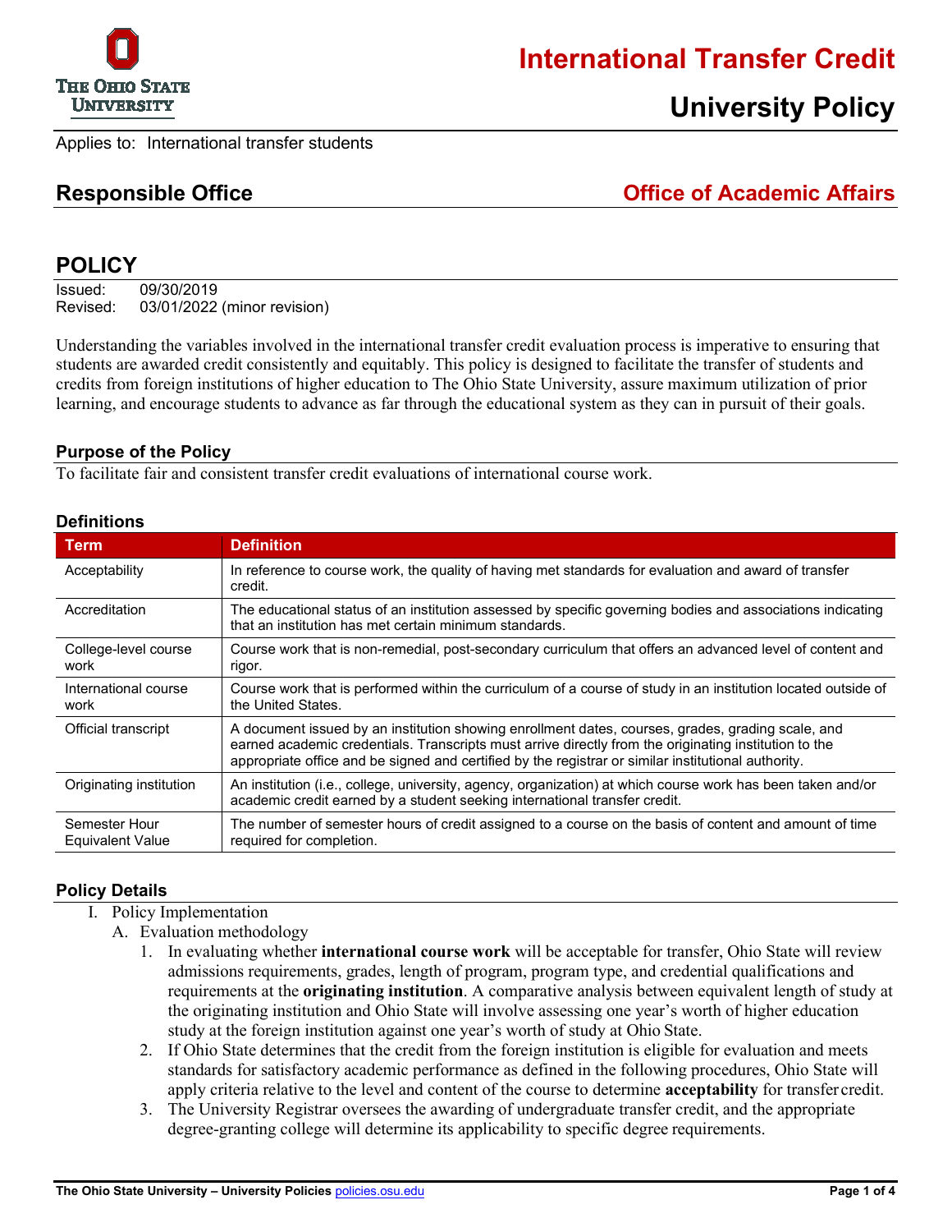# International Transfer Credit

## University Policy

Applies to: International transfer students

## Responsible Office — Office of Academic Affairs

## POLICY

Issued: 09/30/2019
Revised: 03/01/2022 (minor revision)

Understanding the variables involved in the international transfer credit evaluation process is imperative to ensuring that students are awarded credit consistently and equitably. This policy is designed to facilitate the transfer of students and credits from foreign institutions of higher education to The Ohio State University, assure maximum utilization of prior learning, and encourage students to advance as far through the educational system as they can in pursuit of their goals.

### Purpose of the Policy

To facilitate fair and consistent transfer credit evaluations of international course work.

### Definitions

| Term | Definition |
| --- | --- |
| Acceptability | In reference to course work, the quality of having met standards for evaluation and award of transfer credit. |
| Accreditation | The educational status of an institution assessed by specific governing bodies and associations indicating that an institution has met certain minimum standards. |
| College-level course work | Course work that is non-remedial, post-secondary curriculum that offers an advanced level of content and rigor. |
| International course work | Course work that is performed within the curriculum of a course of study in an institution located outside of the United States. |
| Official transcript | A document issued by an institution showing enrollment dates, courses, grades, grading scale, and earned academic credentials. Transcripts must arrive directly from the originating institution to the appropriate office and be signed and certified by the registrar or similar institutional authority. |
| Originating institution | An institution (i.e., college, university, agency, organization) at which course work has been taken and/or academic credit earned by a student seeking international transfer credit. |
| Semester Hour Equivalent Value | The number of semester hours of credit assigned to a course on the basis of content and amount of time required for completion. |

### Policy Details

I. Policy Implementation
   A. Evaluation methodology
      1. In evaluating whether **international course work** will be acceptable for transfer, Ohio State will review admissions requirements, grades, length of program, program type, and credential qualifications and requirements at the **originating institution**. A comparative analysis between equivalent length of study at the originating institution and Ohio State will involve assessing one year's worth of higher education study at the foreign institution against one year's worth of study at Ohio State.
      2. If Ohio State determines that the credit from the foreign institution is eligible for evaluation and meets standards for satisfactory academic performance as defined in the following procedures, Ohio State will apply criteria relative to the level and content of the course to determine **acceptability** for transfer credit.
      3. The University Registrar oversees the awarding of undergraduate transfer credit, and the appropriate degree-granting college will determine its applicability to specific degree requirements.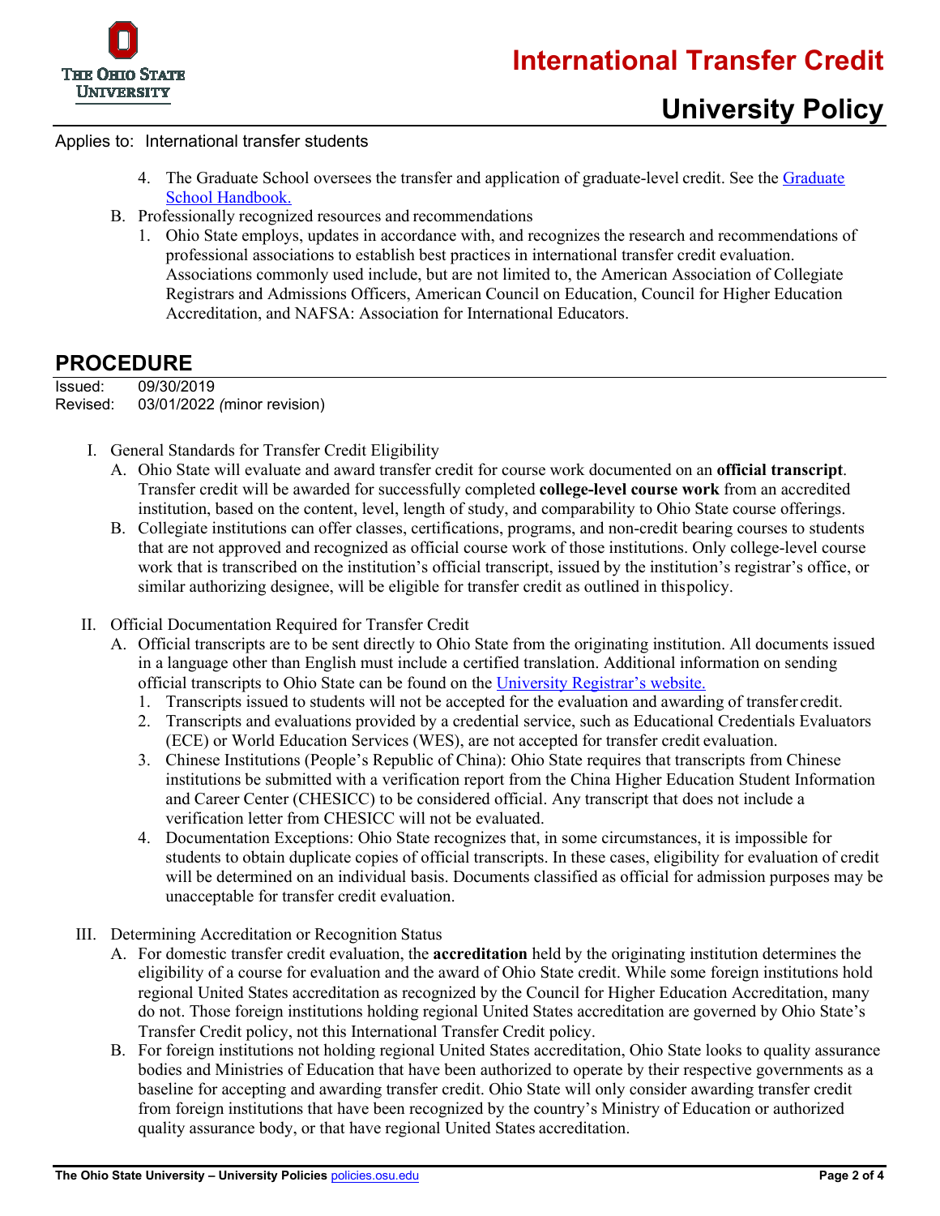Applies to: International transfer students

   4. The Graduate School oversees the transfer and application of graduate-level credit. See the [Graduate School Handbook.](#)

B. Professionally recognized resources and recommendations
   1. Ohio State employs, updates in accordance with, and recognizes the research and recommendations of professional associations to establish best practices in international transfer credit evaluation. Associations commonly used include, but are not limited to, the American Association of Collegiate Registrars and Admissions Officers, American Council on Education, Council for Higher Education Accreditation, and NAFSA: Association for International Educators.

## PROCEDURE

Issued: 09/30/2019
Revised: 03/01/2022 *(*minor revision)

I. General Standards for Transfer Credit Eligibility
   A. Ohio State will evaluate and award transfer credit for course work documented on an **official transcript**. Transfer credit will be awarded for successfully completed **college-level course work** from an accredited institution, based on the content, level, length of study, and comparability to Ohio State course offerings.
   B. Collegiate institutions can offer classes, certifications, programs, and non-credit bearing courses to students that are not approved and recognized as official course work of those institutions. Only college-level course work that is transcribed on the institution's official transcript, issued by the institution's registrar's office, or similar authorizing designee, will be eligible for transfer credit as outlined in thispolicy.

II. Official Documentation Required for Transfer Credit
   A. Official transcripts are to be sent directly to Ohio State from the originating institution. All documents issued in a language other than English must include a certified translation. Additional information on sending official transcripts to Ohio State can be found on the [University Registrar's website.](#)
      1. Transcripts issued to students will not be accepted for the evaluation and awarding of transfercredit.
      2. Transcripts and evaluations provided by a credential service, such as Educational Credentials Evaluators (ECE) or World Education Services (WES), are not accepted for transfer credit evaluation.
      3. Chinese Institutions (People's Republic of China): Ohio State requires that transcripts from Chinese institutions be submitted with a verification report from the China Higher Education Student Information and Career Center (CHESICC) to be considered official. Any transcript that does not include a verification letter from CHESICC will not be evaluated.
      4. Documentation Exceptions: Ohio State recognizes that, in some circumstances, it is impossible for students to obtain duplicate copies of official transcripts. In these cases, eligibility for evaluation of credit will be determined on an individual basis. Documents classified as official for admission purposes may be unacceptable for transfer credit evaluation.

III. Determining Accreditation or Recognition Status
   A. For domestic transfer credit evaluation, the **accreditation** held by the originating institution determines the eligibility of a course for evaluation and the award of Ohio State credit. While some foreign institutions hold regional United States accreditation as recognized by the Council for Higher Education Accreditation, many do not. Those foreign institutions holding regional United States accreditation are governed by Ohio State's Transfer Credit policy, not this International Transfer Credit policy.
   B. For foreign institutions not holding regional United States accreditation, Ohio State looks to quality assurance bodies and Ministries of Education that have been authorized to operate by their respective governments as a baseline for accepting and awarding transfer credit. Ohio State will only consider awarding transfer credit from foreign institutions that have been recognized by the country's Ministry of Education or authorized quality assurance body, or that have regional United States accreditation.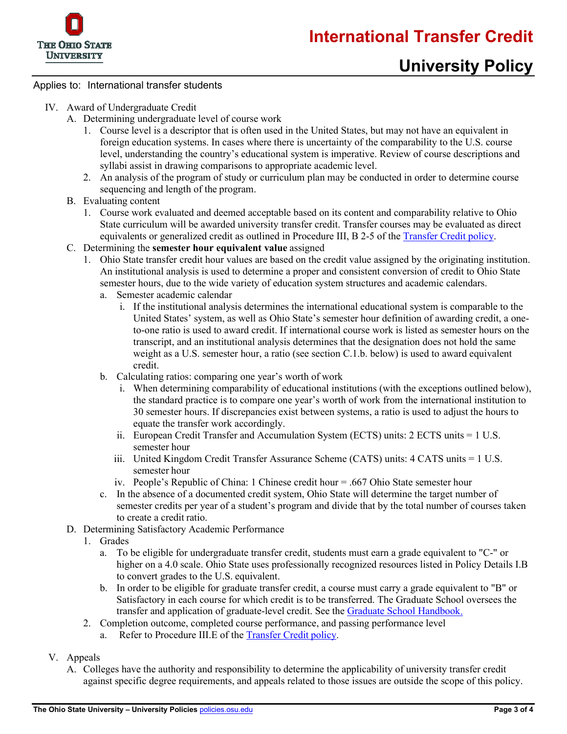Applies to: International transfer students

IV. Award of Undergraduate Credit

   A. Determining undergraduate level of course work

      1. Course level is a descriptor that is often used in the United States, but may not have an equivalent in foreign education systems. In cases where there is uncertainty of the comparability to the U.S. course level, understanding the country's educational system is imperative. Review of course descriptions and syllabi assist in drawing comparisons to appropriate academic level.
      2. An analysis of the program of study or curriculum plan may be conducted in order to determine course sequencing and length of the program.

   B. Evaluating content

      1. Course work evaluated and deemed acceptable based on its content and comparability relative to Ohio State curriculum will be awarded university transfer credit. Transfer courses may be evaluated as direct equivalents or generalized credit as outlined in Procedure III, B 2-5 of the [Transfer Credit policy](Transfer Credit policy).

   C. Determining the **semester hour equivalent value** assigned

      1. Ohio State transfer credit hour values are based on the credit value assigned by the originating institution. An institutional analysis is used to determine a proper and consistent conversion of credit to Ohio State semester hours, due to the wide variety of education system structures and academic calendars.

         a. Semester academic calendar

            i. If the institutional analysis determines the international educational system is comparable to the United States' system, as well as Ohio State's semester hour definition of awarding credit, a one-to-one ratio is used to award credit. If international course work is listed as semester hours on the transcript, and an institutional analysis determines that the designation does not hold the same weight as a U.S. semester hour, a ratio (see section C.1.b. below) is used to award equivalent credit.

         b. Calculating ratios: comparing one year's worth of work

            i. When determining comparability of educational institutions (with the exceptions outlined below), the standard practice is to compare one year's worth of work from the international institution to 30 semester hours. If discrepancies exist between systems, a ratio is used to adjust the hours to equate the transfer work accordingly.
            ii. European Credit Transfer and Accumulation System (ECTS) units: 2 ECTS units = 1 U.S. semester hour
            iii. United Kingdom Credit Transfer Assurance Scheme (CATS) units: 4 CATS units = 1 U.S. semester hour
            iv. People's Republic of China: 1 Chinese credit hour = .667 Ohio State semester hour

         c. In the absence of a documented credit system, Ohio State will determine the target number of semester credits per year of a student's program and divide that by the total number of courses taken to create a credit ratio.

   D. Determining Satisfactory Academic Performance

      1. Grades

         a. To be eligible for undergraduate transfer credit, students must earn a grade equivalent to "C-" or higher on a 4.0 scale. Ohio State uses professionally recognized resources listed in Policy Details I.B to convert grades to the U.S. equivalent.
         b. In order to be eligible for graduate transfer credit, a course must carry a grade equivalent to "B" or Satisfactory in each course for which credit is to be transferred. The Graduate School oversees the transfer and application of graduate-level credit. See the [Graduate School Handbook.](Graduate School Handbook.)

      2. Completion outcome, completed course performance, and passing performance level

         a. Refer to Procedure III.E of the [Transfer Credit policy](Transfer Credit policy).

V. Appeals

   A. Colleges have the authority and responsibility to determine the applicability of university transfer credit against specific degree requirements, and appeals related to those issues are outside the scope of this policy.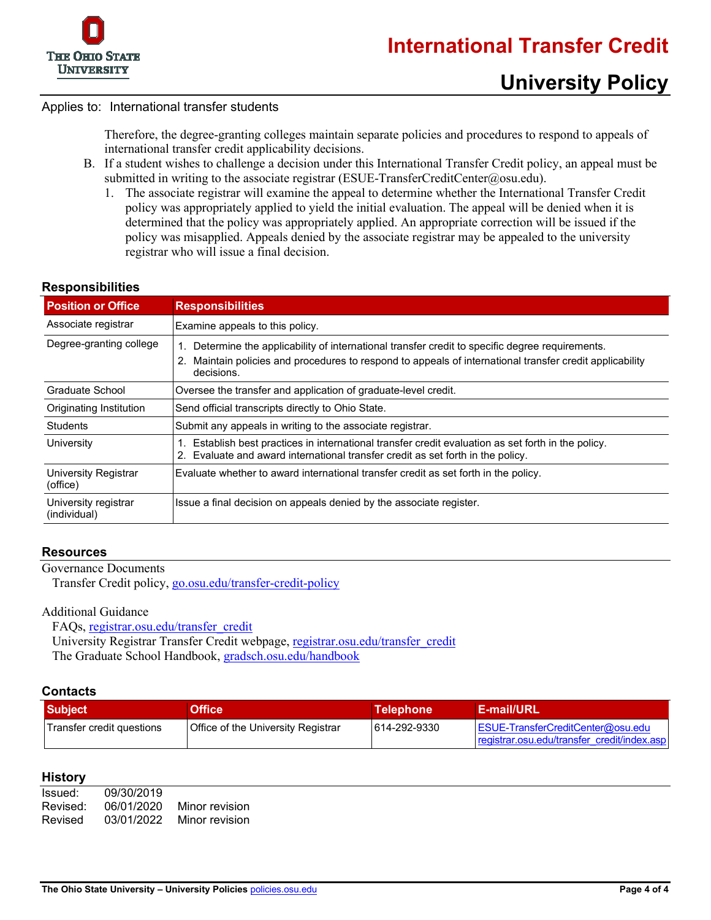Applies to: International transfer students

Therefore, the degree-granting colleges maintain separate policies and procedures to respond to appeals of international transfer credit applicability decisions.

B. If a student wishes to challenge a decision under this International Transfer Credit policy, an appeal must be submitted in writing to the associate registrar (ESUE-TransferCreditCenter@osu.edu).
   1. The associate registrar will examine the appeal to determine whether the International Transfer Credit policy was appropriately applied to yield the initial evaluation. The appeal will be denied when it is determined that the policy was appropriately applied. An appropriate correction will be issued if the policy was misapplied. Appeals denied by the associate registrar may be appealed to the university registrar who will issue a final decision.

## Responsibilities

| Position or Office | Responsibilities |
|---|---|
| Associate registrar | Examine appeals to this policy. |
| Degree-granting college | 1. Determine the applicability of international transfer credit to specific degree requirements.<br>2. Maintain policies and procedures to respond to appeals of international transfer credit applicability decisions. |
| Graduate School | Oversee the transfer and application of graduate-level credit. |
| Originating Institution | Send official transcripts directly to Ohio State. |
| Students | Submit any appeals in writing to the associate registrar. |
| University | 1. Establish best practices in international transfer credit evaluation as set forth in the policy.<br>2. Evaluate and award international transfer credit as set forth in the policy. |
| University Registrar (office) | Evaluate whether to award international transfer credit as set forth in the policy. |
| University registrar (individual) | Issue a final decision on appeals denied by the associate register. |

## Resources

Governance Documents
Transfer Credit policy, go.osu.edu/transfer-credit-policy

Additional Guidance
FAQs, registrar.osu.edu/transfer_credit
University Registrar Transfer Credit webpage, registrar.osu.edu/transfer_credit
The Graduate School Handbook, gradsch.osu.edu/handbook

## Contacts

| Subject | Office | Telephone | E-mail/URL |
|---|---|---|---|
| Transfer credit questions | Office of the University Registrar | 614-292-9330 | ESUE-TransferCreditCenter@osu.edu<br>registrar.osu.edu/transfer_credit/index.asp |

## History

| | | |
|---|---|---|
| Issued: | 09/30/2019 | |
| Revised: | 06/01/2020 | Minor revision |
| Revised | 03/01/2022 | Minor revision |